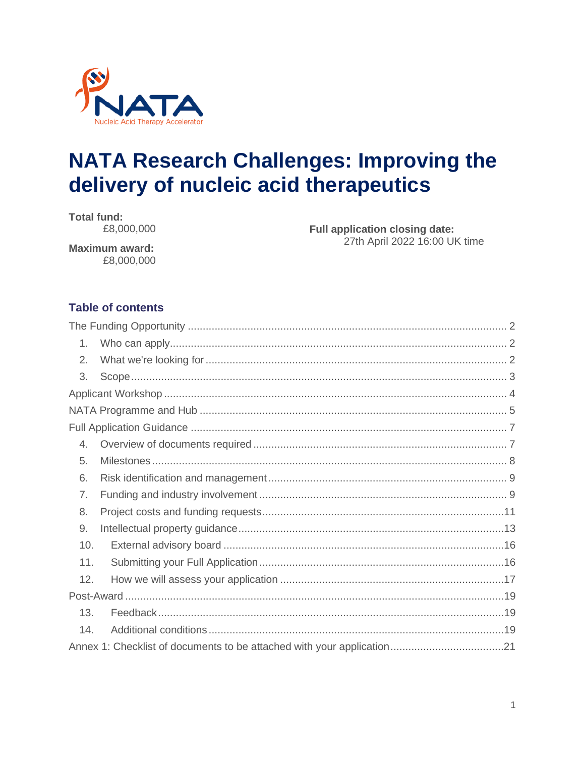NATA

Nucleic Acid Therapy Accelerator

# NATA Research Challenges: Improving the delivery of nucleic acid therapeutics

**Total fund:**
£8,000,000

**Maximum award:**
£8,000,000

**Full application closing date:**
27th April 2022 16:00 UK time

## Table of contents

The Funding Opportunity ..... 2
1. Who can apply ..... 2
2. What we're looking for ..... 2
3. Scope ..... 3

Applicant Workshop ..... 4
NATA Programme and Hub ..... 5
Full Application Guidance ..... 7

4. Overview of documents required ..... 7
5. Milestones ..... 8
6. Risk identification and management ..... 9
7. Funding and industry involvement ..... 9
8. Project costs and funding requests ..... 11
9. Intellectual property guidance ..... 13
10. External advisory board ..... 16
11. Submitting your Full Application ..... 16
12. How we will assess your application ..... 17

Post-Award ..... 19

13. Feedback ..... 19
14. Additional conditions ..... 19

Annex 1: Checklist of documents to be attached with your application ..... 21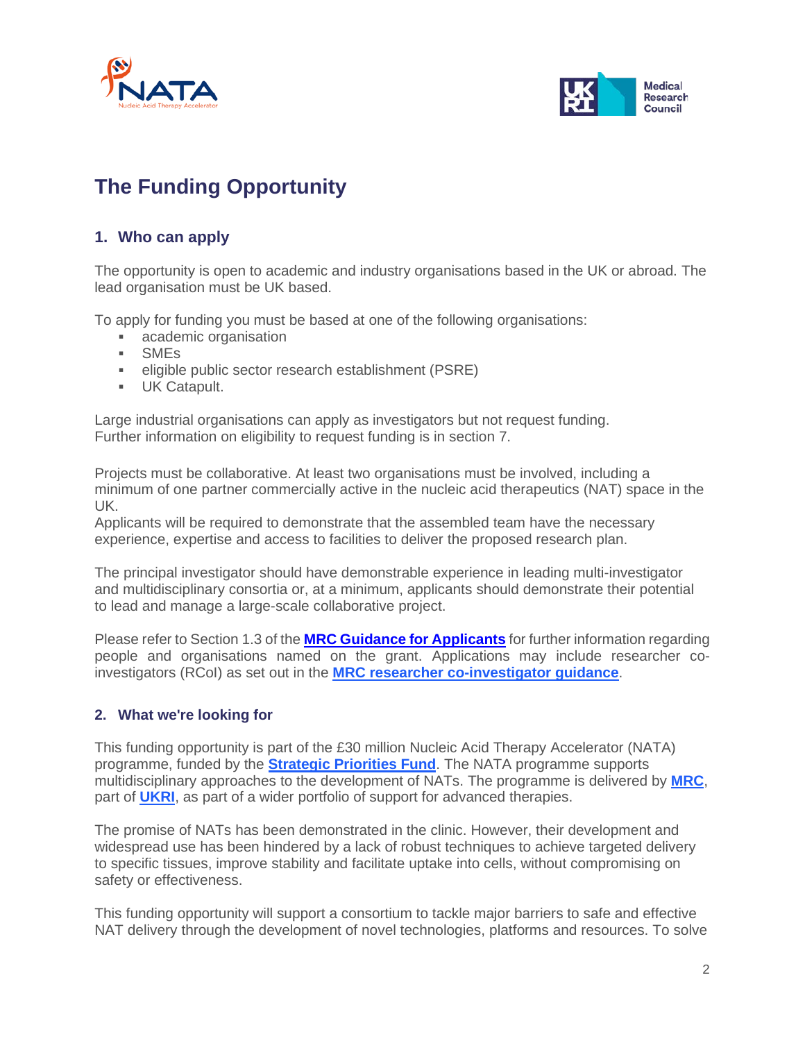# The Funding Opportunity

## 1. Who can apply

The opportunity is open to academic and industry organisations based in the UK or abroad. The lead organisation must be UK based.

To apply for funding you must be based at one of the following organisations:

- academic organisation
- SMEs
- eligible public sector research establishment (PSRE)
- UK Catapult.

Large industrial organisations can apply as investigators but not request funding.
Further information on eligibility to request funding is in section 7.

Projects must be collaborative. At least two organisations must be involved, including a minimum of one partner commercially active in the nucleic acid therapeutics (NAT) space in the UK.
Applicants will be required to demonstrate that the assembled team have the necessary experience, expertise and access to facilities to deliver the proposed research plan.

The principal investigator should have demonstrable experience in leading multi-investigator and multidisciplinary consortia or, at a minimum, applicants should demonstrate their potential to lead and manage a large-scale collaborative project.

Please refer to Section 1.3 of the **MRC Guidance for Applicants** for further information regarding people and organisations named on the grant. Applications may include researcher co-investigators (RCoI) as set out in the **MRC researcher co-investigator guidance**.

## 2. What we're looking for

This funding opportunity is part of the £30 million Nucleic Acid Therapy Accelerator (NATA) programme, funded by the **Strategic Priorities Fund**. The NATA programme supports multidisciplinary approaches to the development of NATs. The programme is delivered by **MRC**, part of **UKRI**, as part of a wider portfolio of support for advanced therapies.

The promise of NATs has been demonstrated in the clinic. However, their development and widespread use has been hindered by a lack of robust techniques to achieve targeted delivery to specific tissues, improve stability and facilitate uptake into cells, without compromising on safety or effectiveness.

This funding opportunity will support a consortium to tackle major barriers to safe and effective NAT delivery through the development of novel technologies, platforms and resources. To solve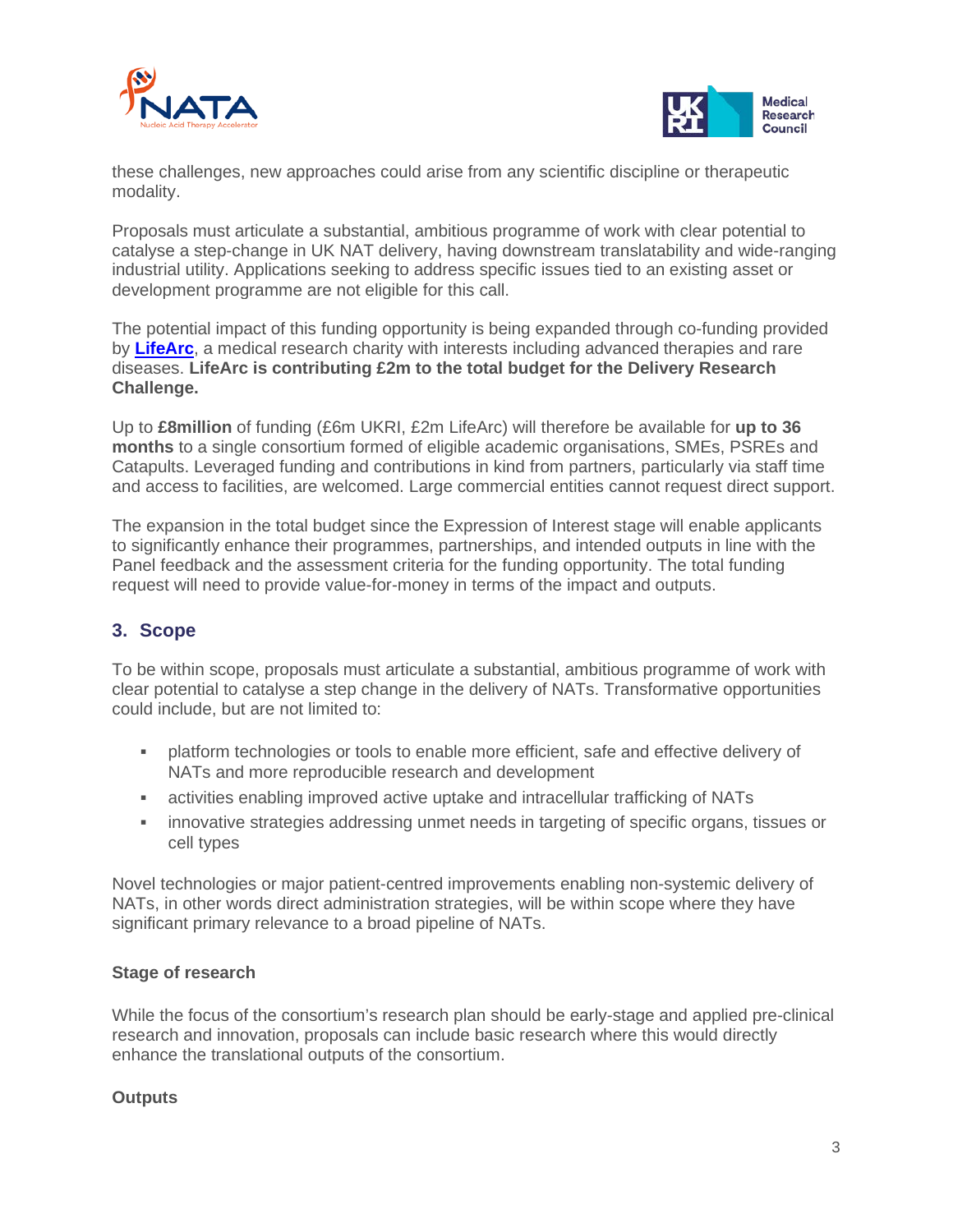these challenges, new approaches could arise from any scientific discipline or therapeutic modality.

Proposals must articulate a substantial, ambitious programme of work with clear potential to catalyse a step-change in UK NAT delivery, having downstream translatability and wide-ranging industrial utility. Applications seeking to address specific issues tied to an existing asset or development programme are not eligible for this call.

The potential impact of this funding opportunity is being expanded through co-funding provided by **LifeArc**, a medical research charity with interests including advanced therapies and rare diseases. **LifeArc is contributing £2m to the total budget for the Delivery Research Challenge.**

Up to **£8million** of funding (£6m UKRI, £2m LifeArc) will therefore be available for **up to 36 months** to a single consortium formed of eligible academic organisations, SMEs, PSREs and Catapults. Leveraged funding and contributions in kind from partners, particularly via staff time and access to facilities, are welcomed. Large commercial entities cannot request direct support.

The expansion in the total budget since the Expression of Interest stage will enable applicants to significantly enhance their programmes, partnerships, and intended outputs in line with the Panel feedback and the assessment criteria for the funding opportunity. The total funding request will need to provide value-for-money in terms of the impact and outputs.

## 3. Scope

To be within scope, proposals must articulate a substantial, ambitious programme of work with clear potential to catalyse a step change in the delivery of NATs. Transformative opportunities could include, but are not limited to:

- platform technologies or tools to enable more efficient, safe and effective delivery of NATs and more reproducible research and development
- activities enabling improved active uptake and intracellular trafficking of NATs
- innovative strategies addressing unmet needs in targeting of specific organs, tissues or cell types

Novel technologies or major patient-centred improvements enabling non-systemic delivery of NATs, in other words direct administration strategies, will be within scope where they have significant primary relevance to a broad pipeline of NATs.

### Stage of research

While the focus of the consortium's research plan should be early-stage and applied pre-clinical research and innovation, proposals can include basic research where this would directly enhance the translational outputs of the consortium.

### Outputs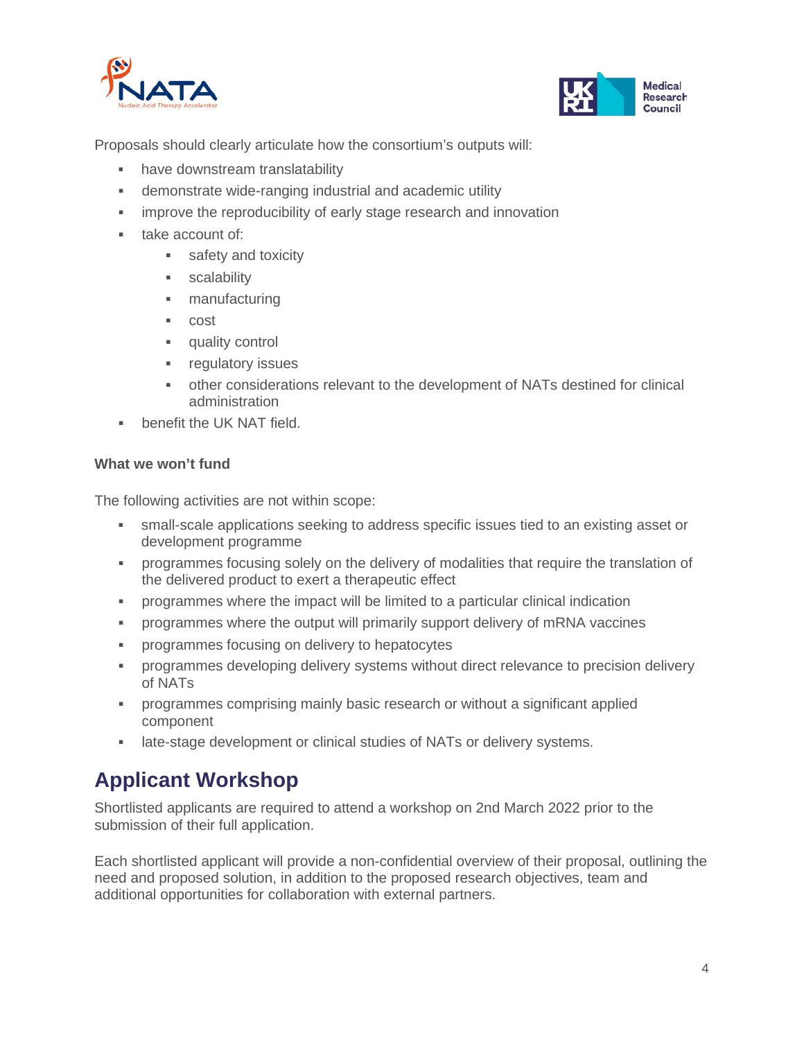Proposals should clearly articulate how the consortium's outputs will:

- have downstream translatability
- demonstrate wide-ranging industrial and academic utility
- improve the reproducibility of early stage research and innovation
- take account of:
  - safety and toxicity
  - scalability
  - manufacturing
  - cost
  - quality control
  - regulatory issues
  - other considerations relevant to the development of NATs destined for clinical administration
- benefit the UK NAT field.

**What we won't fund**

The following activities are not within scope:

- small-scale applications seeking to address specific issues tied to an existing asset or development programme
- programmes focusing solely on the delivery of modalities that require the translation of the delivered product to exert a therapeutic effect
- programmes where the impact will be limited to a particular clinical indication
- programmes where the output will primarily support delivery of mRNA vaccines
- programmes focusing on delivery to hepatocytes
- programmes developing delivery systems without direct relevance to precision delivery of NATs
- programmes comprising mainly basic research or without a significant applied component
- late-stage development or clinical studies of NATs or delivery systems.

# Applicant Workshop

Shortlisted applicants are required to attend a workshop on 2nd March 2022 prior to the submission of their full application.

Each shortlisted applicant will provide a non-confidential overview of their proposal, outlining the need and proposed solution, in addition to the proposed research objectives, team and additional opportunities for collaboration with external partners.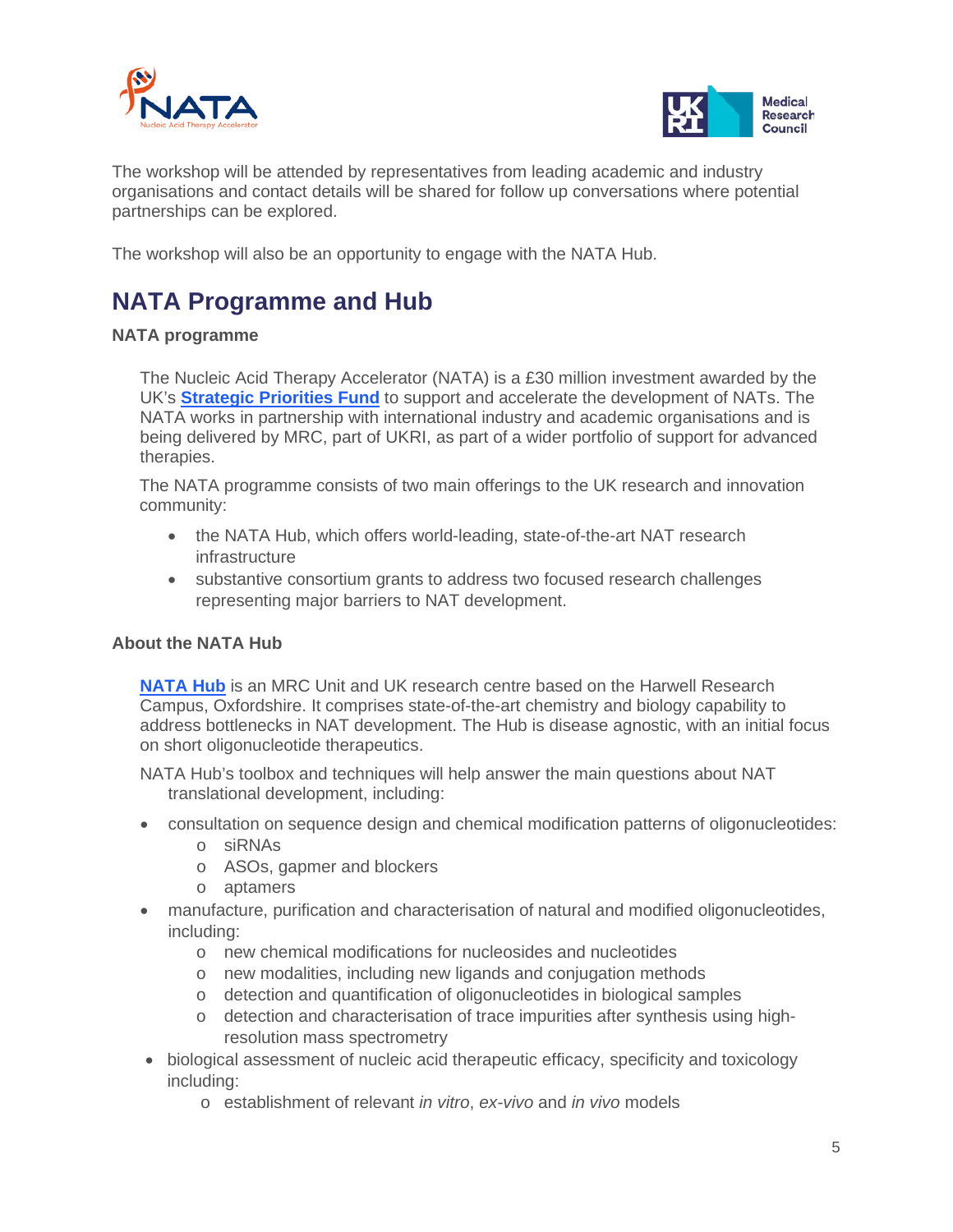The workshop will be attended by representatives from leading academic and industry organisations and contact details will be shared for follow up conversations where potential partnerships can be explored.

The workshop will also be an opportunity to engage with the NATA Hub.

## NATA Programme and Hub

**NATA programme**

The Nucleic Acid Therapy Accelerator (NATA) is a £30 million investment awarded by the UK's **Strategic Priorities Fund** to support and accelerate the development of NATs. The NATA works in partnership with international industry and academic organisations and is being delivered by MRC, part of UKRI, as part of a wider portfolio of support for advanced therapies.

The NATA programme consists of two main offerings to the UK research and innovation community:

- the NATA Hub, which offers world-leading, state-of-the-art NAT research infrastructure
- substantive consortium grants to address two focused research challenges representing major barriers to NAT development.

**About the NATA Hub**

**NATA Hub** is an MRC Unit and UK research centre based on the Harwell Research Campus, Oxfordshire. It comprises state-of-the-art chemistry and biology capability to address bottlenecks in NAT development. The Hub is disease agnostic, with an initial focus on short oligonucleotide therapeutics.

NATA Hub's toolbox and techniques will help answer the main questions about NAT translational development, including:

- consultation on sequence design and chemical modification patterns of oligonucleotides:
  - siRNAs
  - ASOs, gapmer and blockers
  - aptamers
- manufacture, purification and characterisation of natural and modified oligonucleotides, including:
  - new chemical modifications for nucleosides and nucleotides
  - new modalities, including new ligands and conjugation methods
  - detection and quantification of oligonucleotides in biological samples
  - detection and characterisation of trace impurities after synthesis using high-resolution mass spectrometry
- biological assessment of nucleic acid therapeutic efficacy, specificity and toxicology including:
  - establishment of relevant *in vitro*, *ex-vivo* and *in vivo* models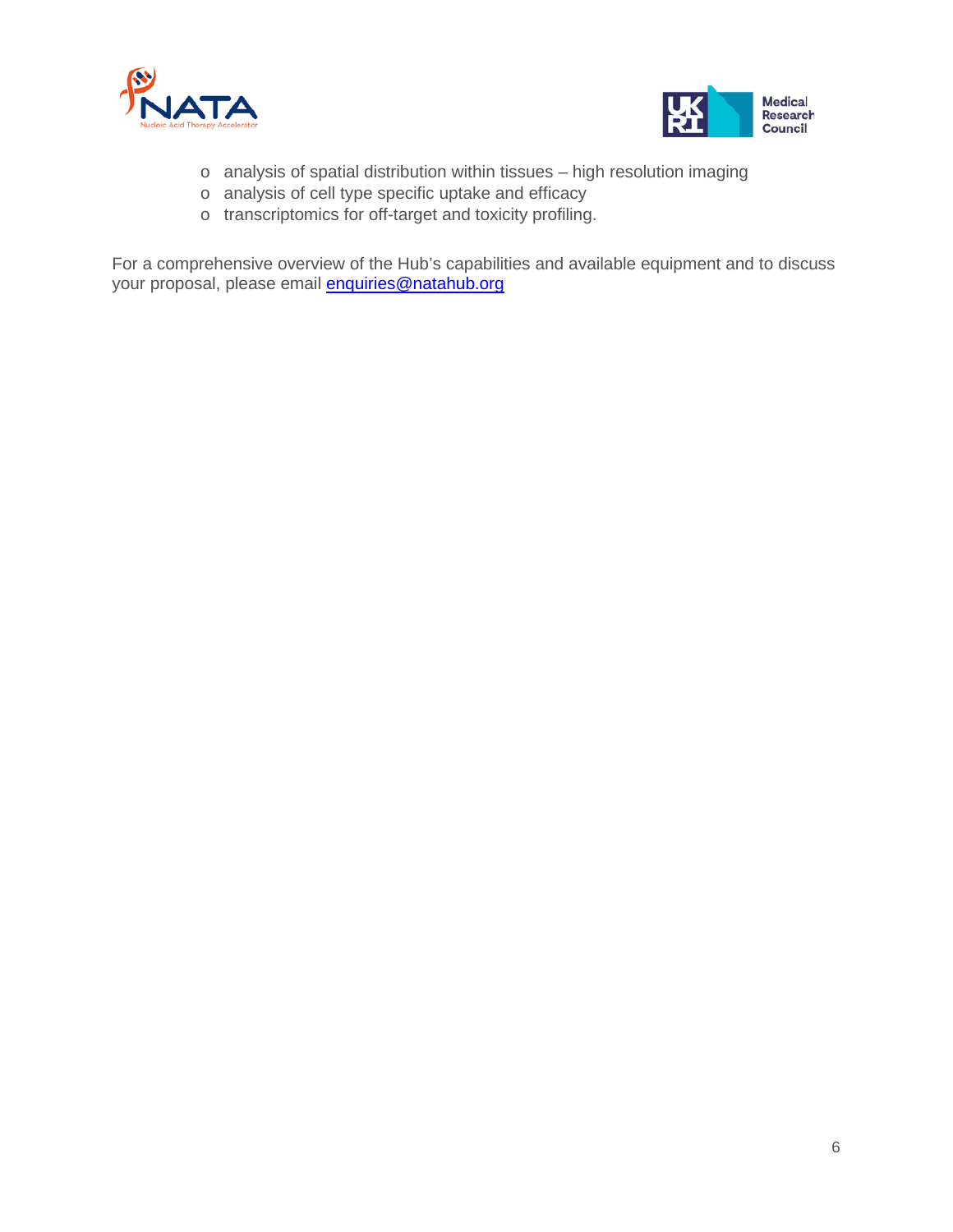- analysis of spatial distribution within tissues – high resolution imaging
  - analysis of cell type specific uptake and efficacy
  - transcriptomics for off-target and toxicity profiling.

For a comprehensive overview of the Hub's capabilities and available equipment and to discuss your proposal, please email [enquiries@natahub.org](mailto:enquiries@natahub.org)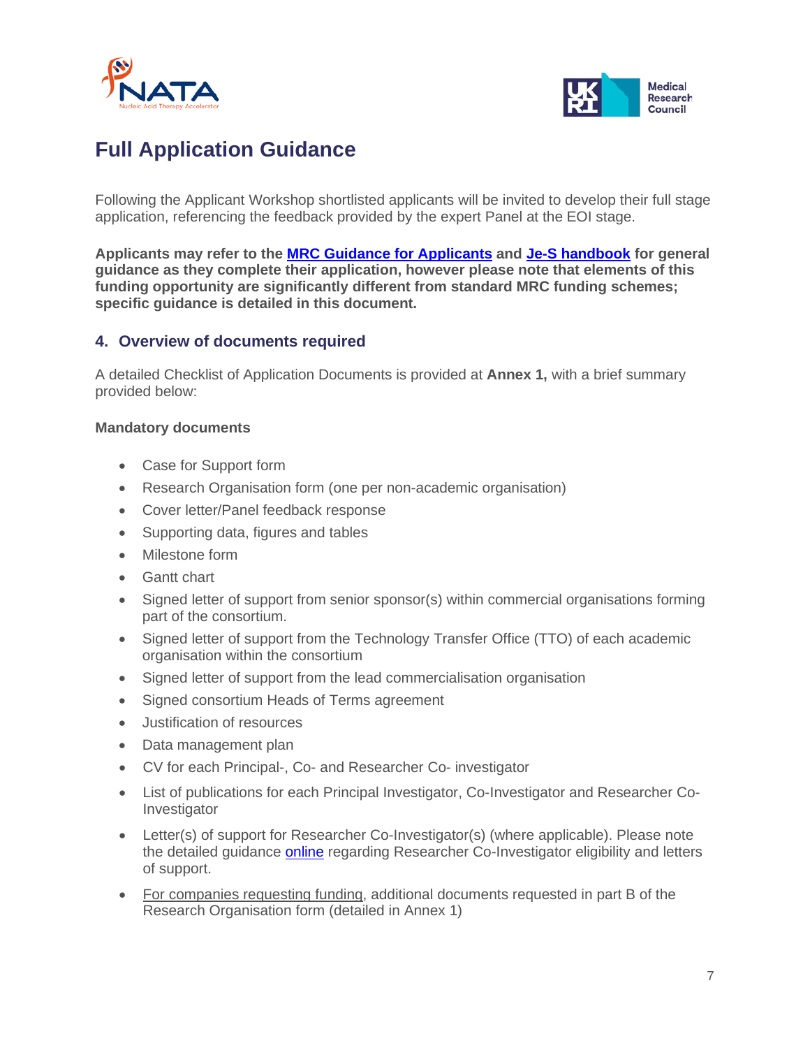# Full Application Guidance

Following the Applicant Workshop shortlisted applicants will be invited to develop their full stage application, referencing the feedback provided by the expert Panel at the EOI stage.

**Applicants may refer to the MRC Guidance for Applicants and Je-S handbook for general guidance as they complete their application, however please note that elements of this funding opportunity are significantly different from standard MRC funding schemes; specific guidance is detailed in this document.**

## 4. Overview of documents required

A detailed Checklist of Application Documents is provided at **Annex 1,** with a brief summary provided below:

**Mandatory documents**

- Case for Support form
- Research Organisation form (one per non-academic organisation)
- Cover letter/Panel feedback response
- Supporting data, figures and tables
- Milestone form
- Gantt chart
- Signed letter of support from senior sponsor(s) within commercial organisations forming part of the consortium.
- Signed letter of support from the Technology Transfer Office (TTO) of each academic organisation within the consortium
- Signed letter of support from the lead commercialisation organisation
- Signed consortium Heads of Terms agreement
- Justification of resources
- Data management plan
- CV for each Principal-, Co- and Researcher Co- investigator
- List of publications for each Principal Investigator, Co-Investigator and Researcher Co-Investigator
- Letter(s) of support for Researcher Co-Investigator(s) (where applicable). Please note the detailed guidance online regarding Researcher Co-Investigator eligibility and letters of support.
- For companies requesting funding, additional documents requested in part B of the Research Organisation form (detailed in Annex 1)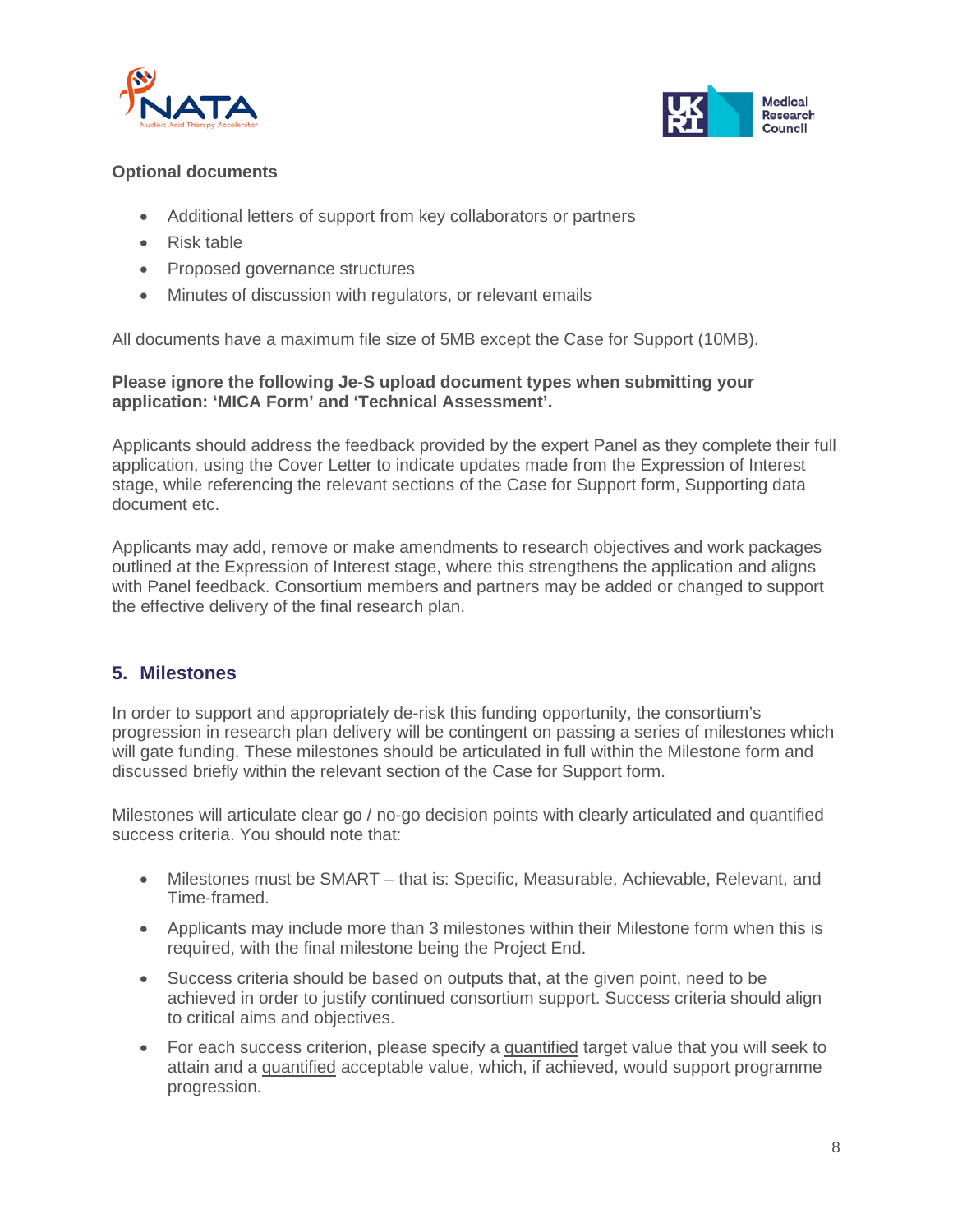**Optional documents**

- Additional letters of support from key collaborators or partners
- Risk table
- Proposed governance structures
- Minutes of discussion with regulators, or relevant emails

All documents have a maximum file size of 5MB except the Case for Support (10MB).

**Please ignore the following Je-S upload document types when submitting your application: 'MICA Form' and 'Technical Assessment'.**

Applicants should address the feedback provided by the expert Panel as they complete their full application, using the Cover Letter to indicate updates made from the Expression of Interest stage, while referencing the relevant sections of the Case for Support form, Supporting data document etc.

Applicants may add, remove or make amendments to research objectives and work packages outlined at the Expression of Interest stage, where this strengthens the application and aligns with Panel feedback. Consortium members and partners may be added or changed to support the effective delivery of the final research plan.

## 5. Milestones

In order to support and appropriately de-risk this funding opportunity, the consortium's progression in research plan delivery will be contingent on passing a series of milestones which will gate funding. These milestones should be articulated in full within the Milestone form and discussed briefly within the relevant section of the Case for Support form.

Milestones will articulate clear go / no-go decision points with clearly articulated and quantified success criteria. You should note that:

- Milestones must be SMART – that is: Specific, Measurable, Achievable, Relevant, and Time-framed.
- Applicants may include more than 3 milestones within their Milestone form when this is required, with the final milestone being the Project End.
- Success criteria should be based on outputs that, at the given point, need to be achieved in order to justify continued consortium support. Success criteria should align to critical aims and objectives.
- For each success criterion, please specify a quantified target value that you will seek to attain and a quantified acceptable value, which, if achieved, would support programme progression.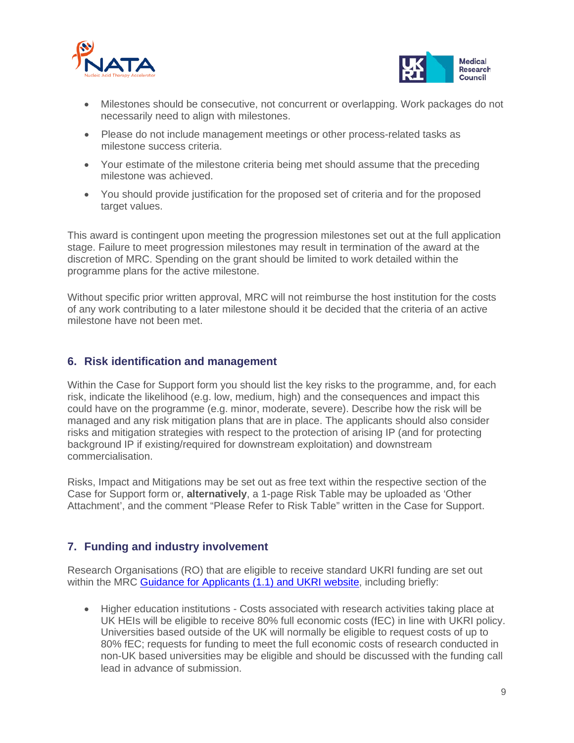- Milestones should be consecutive, not concurrent or overlapping. Work packages do not necessarily need to align with milestones.
- Please do not include management meetings or other process-related tasks as milestone success criteria.
- Your estimate of the milestone criteria being met should assume that the preceding milestone was achieved.
- You should provide justification for the proposed set of criteria and for the proposed target values.

This award is contingent upon meeting the progression milestones set out at the full application stage. Failure to meet progression milestones may result in termination of the award at the discretion of MRC. Spending on the grant should be limited to work detailed within the programme plans for the active milestone.

Without specific prior written approval, MRC will not reimburse the host institution for the costs of any work contributing to a later milestone should it be decided that the criteria of an active milestone have not been met.

## 6. Risk identification and management

Within the Case for Support form you should list the key risks to the programme, and, for each risk, indicate the likelihood (e.g. low, medium, high) and the consequences and impact this could have on the programme (e.g. minor, moderate, severe). Describe how the risk will be managed and any risk mitigation plans that are in place. The applicants should also consider risks and mitigation strategies with respect to the protection of arising IP (and for protecting background IP if existing/required for downstream exploitation) and downstream commercialisation.

Risks, Impact and Mitigations may be set out as free text within the respective section of the Case for Support form or, **alternatively**, a 1-page Risk Table may be uploaded as 'Other Attachment', and the comment "Please Refer to Risk Table" written in the Case for Support.

## 7. Funding and industry involvement

Research Organisations (RO) that are eligible to receive standard UKRI funding are set out within the MRC [Guidance for Applicants (1.1) and UKRI website](), including briefly:

- Higher education institutions - Costs associated with research activities taking place at UK HEIs will be eligible to receive 80% full economic costs (fEC) in line with UKRI policy. Universities based outside of the UK will normally be eligible to request costs of up to 80% fEC; requests for funding to meet the full economic costs of research conducted in non-UK based universities may be eligible and should be discussed with the funding call lead in advance of submission.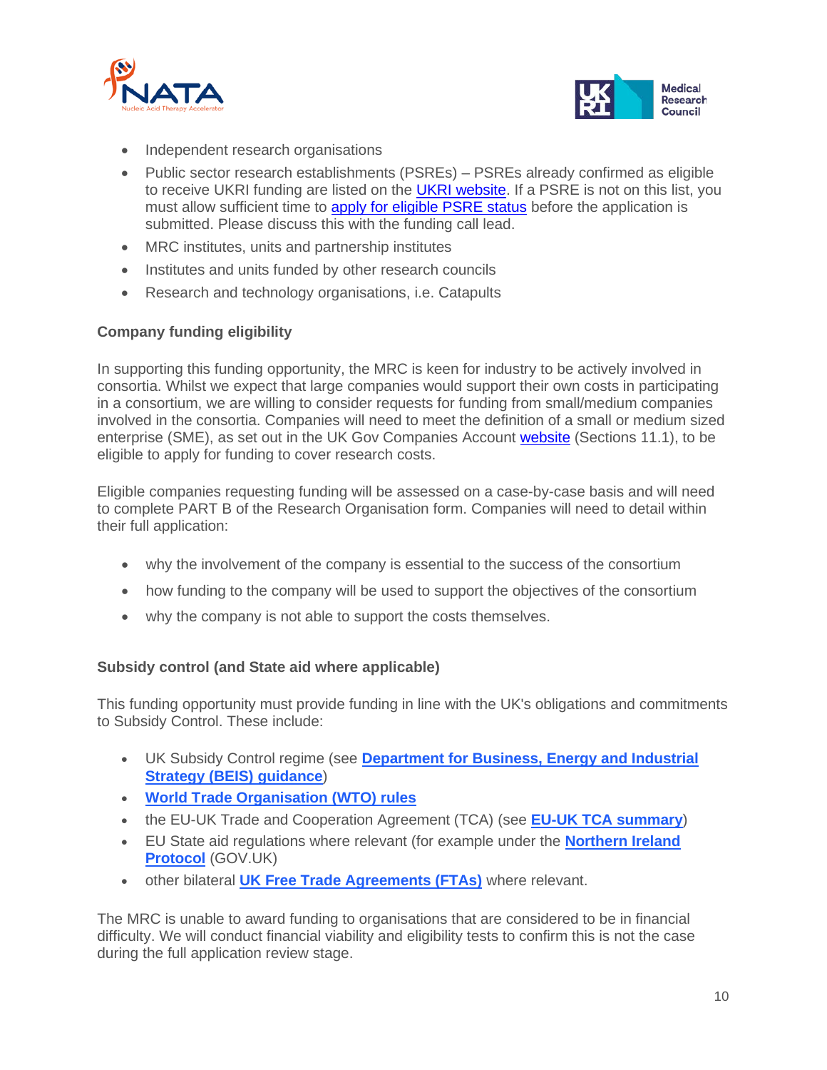- Independent research organisations
- Public sector research establishments (PSREs) – PSREs already confirmed as eligible to receive UKRI funding are listed on the UKRI website. If a PSRE is not on this list, you must allow sufficient time to apply for eligible PSRE status before the application is submitted. Please discuss this with the funding call lead.
- MRC institutes, units and partnership institutes
- Institutes and units funded by other research councils
- Research and technology organisations, i.e. Catapults

**Company funding eligibility**

In supporting this funding opportunity, the MRC is keen for industry to be actively involved in consortia. Whilst we expect that large companies would support their own costs in participating in a consortium, we are willing to consider requests for funding from small/medium companies involved in the consortia. Companies will need to meet the definition of a small or medium sized enterprise (SME), as set out in the UK Gov Companies Account website (Sections 11.1), to be eligible to apply for funding to cover research costs.

Eligible companies requesting funding will be assessed on a case-by-case basis and will need to complete PART B of the Research Organisation form. Companies will need to detail within their full application:

- why the involvement of the company is essential to the success of the consortium
- how funding to the company will be used to support the objectives of the consortium
- why the company is not able to support the costs themselves.

**Subsidy control (and State aid where applicable)**

This funding opportunity must provide funding in line with the UK's obligations and commitments to Subsidy Control. These include:

- UK Subsidy Control regime (see **Department for Business, Energy and Industrial Strategy (BEIS) guidance**)
- **World Trade Organisation (WTO) rules**
- the EU-UK Trade and Cooperation Agreement (TCA) (see **EU-UK TCA summary**)
- EU State aid regulations where relevant (for example under the **Northern Ireland Protocol** (GOV.UK)
- other bilateral **UK Free Trade Agreements (FTAs)** where relevant.

The MRC is unable to award funding to organisations that are considered to be in financial difficulty. We will conduct financial viability and eligibility tests to confirm this is not the case during the full application review stage.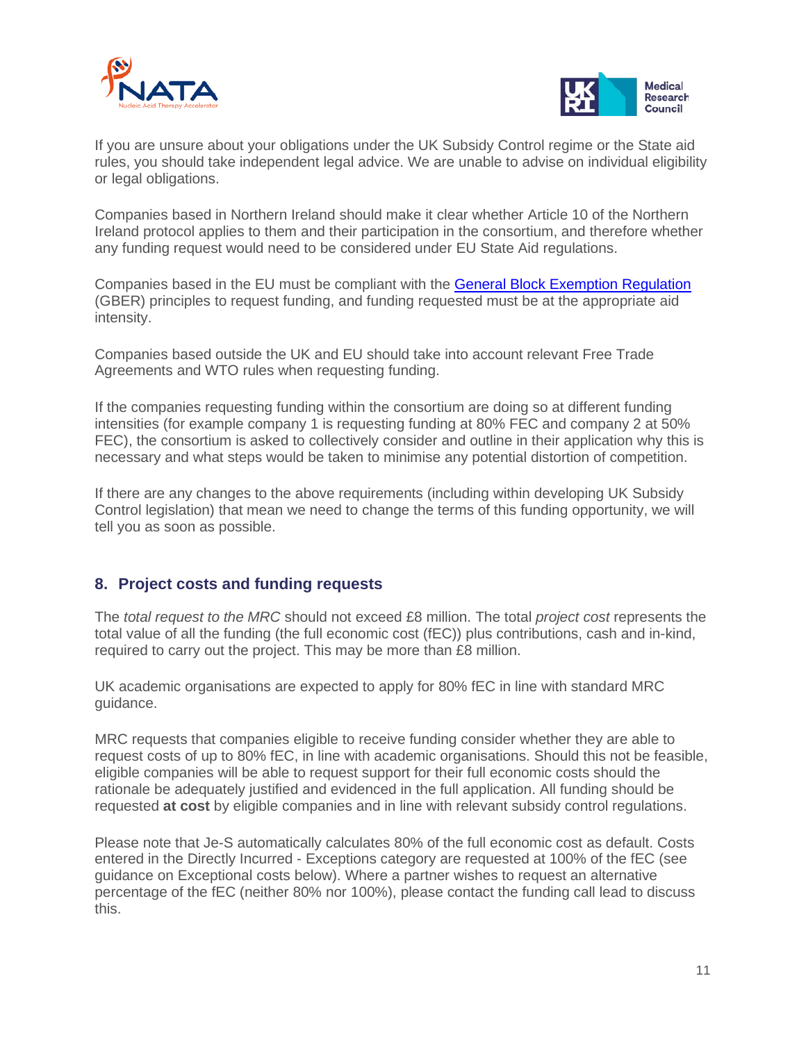If you are unsure about your obligations under the UK Subsidy Control regime or the State aid rules, you should take independent legal advice. We are unable to advise on individual eligibility or legal obligations.

Companies based in Northern Ireland should make it clear whether Article 10 of the Northern Ireland protocol applies to them and their participation in the consortium, and therefore whether any funding request would need to be considered under EU State Aid regulations.

Companies based in the EU must be compliant with the [General Block Exemption Regulation](#) (GBER) principles to request funding, and funding requested must be at the appropriate aid intensity.

Companies based outside the UK and EU should take into account relevant Free Trade Agreements and WTO rules when requesting funding.

If the companies requesting funding within the consortium are doing so at different funding intensities (for example company 1 is requesting funding at 80% FEC and company 2 at 50% FEC), the consortium is asked to collectively consider and outline in their application why this is necessary and what steps would be taken to minimise any potential distortion of competition.

If there are any changes to the above requirements (including within developing UK Subsidy Control legislation) that mean we need to change the terms of this funding opportunity, we will tell you as soon as possible.

## 8. Project costs and funding requests

The *total request to the MRC* should not exceed £8 million. The total *project cost* represents the total value of all the funding (the full economic cost (fEC)) plus contributions, cash and in-kind, required to carry out the project. This may be more than £8 million.

UK academic organisations are expected to apply for 80% fEC in line with standard MRC guidance.

MRC requests that companies eligible to receive funding consider whether they are able to request costs of up to 80% fEC, in line with academic organisations. Should this not be feasible, eligible companies will be able to request support for their full economic costs should the rationale be adequately justified and evidenced in the full application. All funding should be requested **at cost** by eligible companies and in line with relevant subsidy control regulations.

Please note that Je-S automatically calculates 80% of the full economic cost as default. Costs entered in the Directly Incurred - Exceptions category are requested at 100% of the fEC (see guidance on Exceptional costs below). Where a partner wishes to request an alternative percentage of the fEC (neither 80% nor 100%), please contact the funding call lead to discuss this.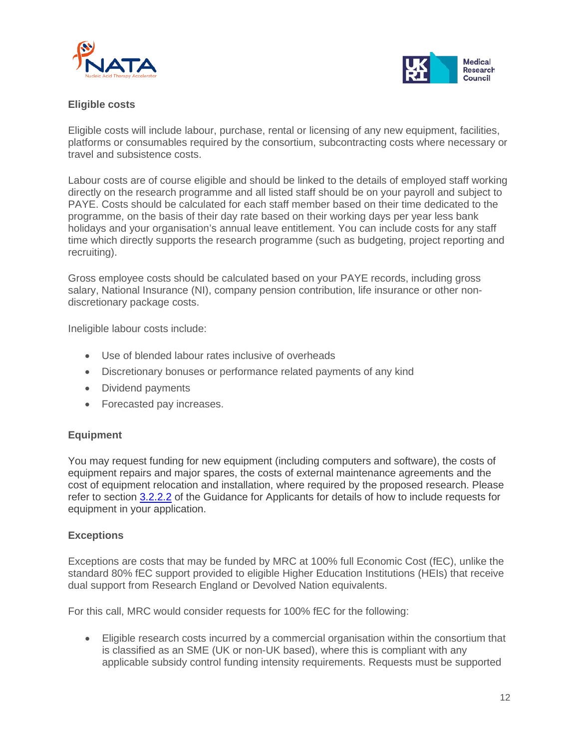### Eligible costs

Eligible costs will include labour, purchase, rental or licensing of any new equipment, facilities, platforms or consumables required by the consortium, subcontracting costs where necessary or travel and subsistence costs.

Labour costs are of course eligible and should be linked to the details of employed staff working directly on the research programme and all listed staff should be on your payroll and subject to PAYE. Costs should be calculated for each staff member based on their time dedicated to the programme, on the basis of their day rate based on their working days per year less bank holidays and your organisation's annual leave entitlement. You can include costs for any staff time which directly supports the research programme (such as budgeting, project reporting and recruiting).

Gross employee costs should be calculated based on your PAYE records, including gross salary, National Insurance (NI), company pension contribution, life insurance or other non-discretionary package costs.

Ineligible labour costs include:

- Use of blended labour rates inclusive of overheads
- Discretionary bonuses or performance related payments of any kind
- Dividend payments
- Forecasted pay increases.

### Equipment

You may request funding for new equipment (including computers and software), the costs of equipment repairs and major spares, the costs of external maintenance agreements and the cost of equipment relocation and installation, where required by the proposed research. Please refer to section 3.2.2.2 of the Guidance for Applicants for details of how to include requests for equipment in your application.

### Exceptions

Exceptions are costs that may be funded by MRC at 100% full Economic Cost (fEC), unlike the standard 80% fEC support provided to eligible Higher Education Institutions (HEIs) that receive dual support from Research England or Devolved Nation equivalents.

For this call, MRC would consider requests for 100% fEC for the following:

- Eligible research costs incurred by a commercial organisation within the consortium that is classified as an SME (UK or non-UK based), where this is compliant with any applicable subsidy control funding intensity requirements. Requests must be supported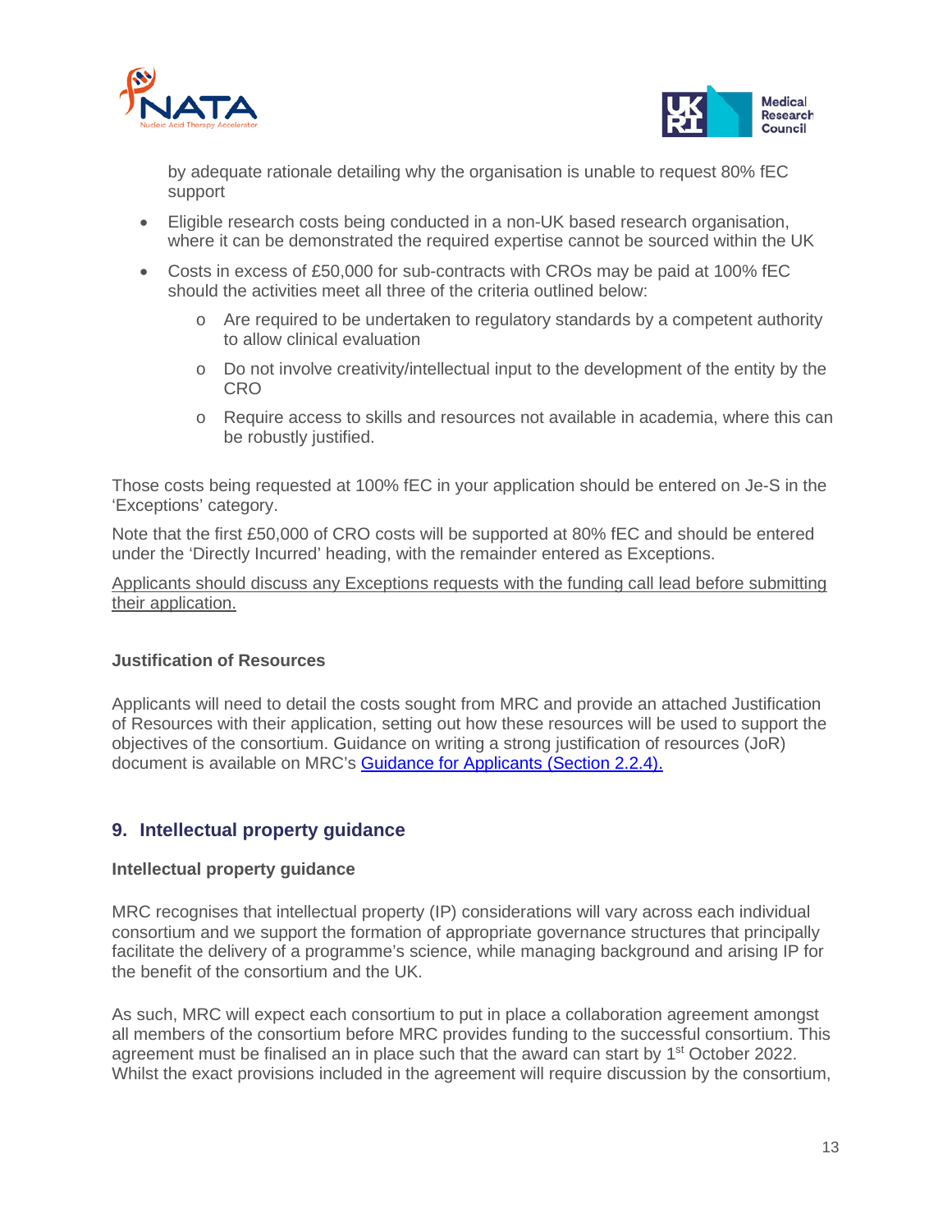by adequate rationale detailing why the organisation is unable to request 80% fEC support

- Eligible research costs being conducted in a non-UK based research organisation, where it can be demonstrated the required expertise cannot be sourced within the UK
- Costs in excess of £50,000 for sub-contracts with CROs may be paid at 100% fEC should the activities meet all three of the criteria outlined below:
  - Are required to be undertaken to regulatory standards by a competent authority to allow clinical evaluation
  - Do not involve creativity/intellectual input to the development of the entity by the CRO
  - Require access to skills and resources not available in academia, where this can be robustly justified.

Those costs being requested at 100% fEC in your application should be entered on Je-S in the 'Exceptions' category.

Note that the first £50,000 of CRO costs will be supported at 80% fEC and should be entered under the 'Directly Incurred' heading, with the remainder entered as Exceptions.

Applicants should discuss any Exceptions requests with the funding call lead before submitting their application.

**Justification of Resources**

Applicants will need to detail the costs sought from MRC and provide an attached Justification of Resources with their application, setting out how these resources will be used to support the objectives of the consortium. Guidance on writing a strong justification of resources (JoR) document is available on MRC's Guidance for Applicants (Section 2.2.4).

## 9. Intellectual property guidance

**Intellectual property guidance**

MRC recognises that intellectual property (IP) considerations will vary across each individual consortium and we support the formation of appropriate governance structures that principally facilitate the delivery of a programme's science, while managing background and arising IP for the benefit of the consortium and the UK.

As such, MRC will expect each consortium to put in place a collaboration agreement amongst all members of the consortium before MRC provides funding to the successful consortium. This agreement must be finalised an in place such that the award can start by 1st October 2022. Whilst the exact provisions included in the agreement will require discussion by the consortium,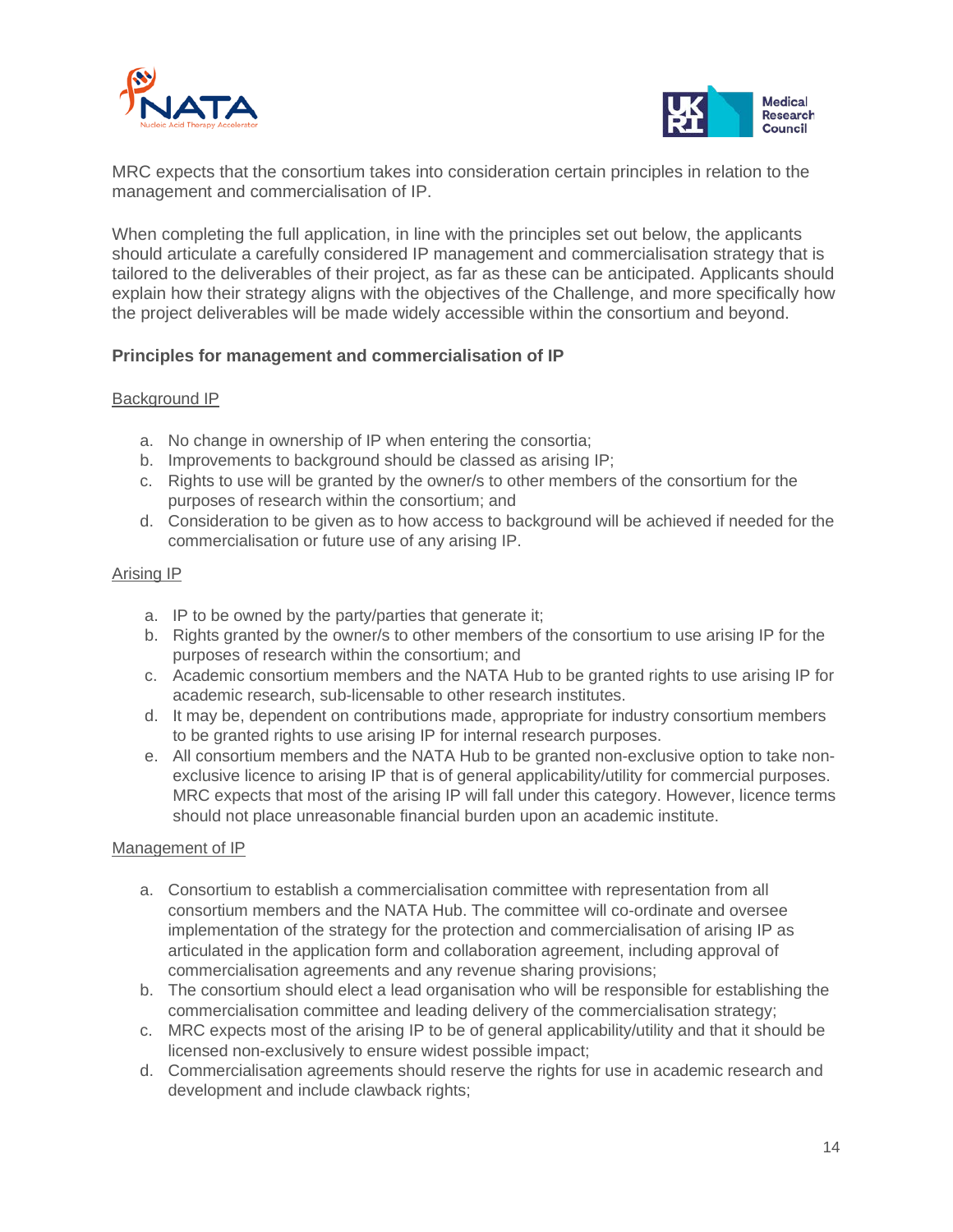MRC expects that the consortium takes into consideration certain principles in relation to the management and commercialisation of IP.

When completing the full application, in line with the principles set out below, the applicants should articulate a carefully considered IP management and commercialisation strategy that is tailored to the deliverables of their project, as far as these can be anticipated. Applicants should explain how their strategy aligns with the objectives of the Challenge, and more specifically how the project deliverables will be made widely accessible within the consortium and beyond.

### Principles for management and commercialisation of IP

Background IP

a. No change in ownership of IP when entering the consortia;
b. Improvements to background should be classed as arising IP;
c. Rights to use will be granted by the owner/s to other members of the consortium for the purposes of research within the consortium; and
d. Consideration to be given as to how access to background will be achieved if needed for the commercialisation or future use of any arising IP.

Arising IP

a. IP to be owned by the party/parties that generate it;
b. Rights granted by the owner/s to other members of the consortium to use arising IP for the purposes of research within the consortium; and
c. Academic consortium members and the NATA Hub to be granted rights to use arising IP for academic research, sub-licensable to other research institutes.
d. It may be, dependent on contributions made, appropriate for industry consortium members to be granted rights to use arising IP for internal research purposes.
e. All consortium members and the NATA Hub to be granted non-exclusive option to take non-exclusive licence to arising IP that is of general applicability/utility for commercial purposes. MRC expects that most of the arising IP will fall under this category. However, licence terms should not place unreasonable financial burden upon an academic institute.

Management of IP

a. Consortium to establish a commercialisation committee with representation from all consortium members and the NATA Hub. The committee will co-ordinate and oversee implementation of the strategy for the protection and commercialisation of arising IP as articulated in the application form and collaboration agreement, including approval of commercialisation agreements and any revenue sharing provisions;
b. The consortium should elect a lead organisation who will be responsible for establishing the commercialisation committee and leading delivery of the commercialisation strategy;
c. MRC expects most of the arising IP to be of general applicability/utility and that it should be licensed non-exclusively to ensure widest possible impact;
d. Commercialisation agreements should reserve the rights for use in academic research and development and include clawback rights;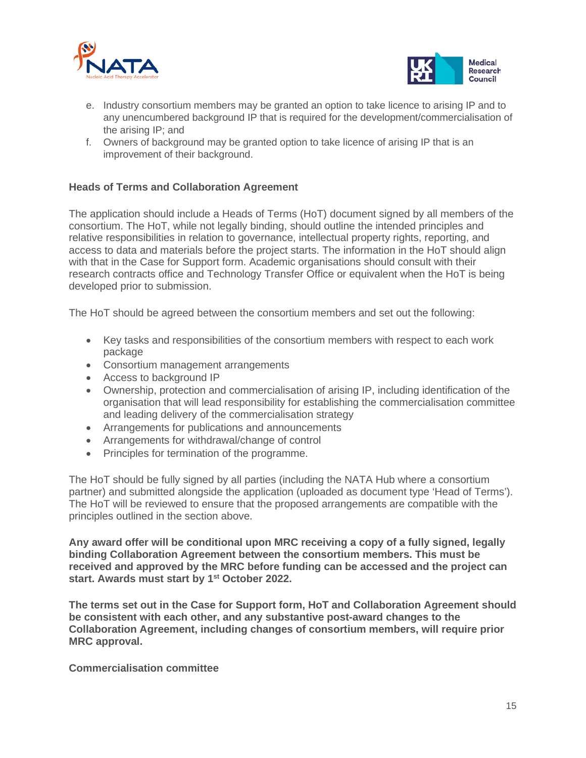e. Industry consortium members may be granted an option to take licence to arising IP and to any unencumbered background IP that is required for the development/commercialisation of the arising IP; and
f. Owners of background may be granted option to take licence of arising IP that is an improvement of their background.

**Heads of Terms and Collaboration Agreement**

The application should include a Heads of Terms (HoT) document signed by all members of the consortium. The HoT, while not legally binding, should outline the intended principles and relative responsibilities in relation to governance, intellectual property rights, reporting, and access to data and materials before the project starts. The information in the HoT should align with that in the Case for Support form. Academic organisations should consult with their research contracts office and Technology Transfer Office or equivalent when the HoT is being developed prior to submission.

The HoT should be agreed between the consortium members and set out the following:

- Key tasks and responsibilities of the consortium members with respect to each work package
- Consortium management arrangements
- Access to background IP
- Ownership, protection and commercialisation of arising IP, including identification of the organisation that will lead responsibility for establishing the commercialisation committee and leading delivery of the commercialisation strategy
- Arrangements for publications and announcements
- Arrangements for withdrawal/change of control
- Principles for termination of the programme.

The HoT should be fully signed by all parties (including the NATA Hub where a consortium partner) and submitted alongside the application (uploaded as document type 'Head of Terms'). The HoT will be reviewed to ensure that the proposed arrangements are compatible with the principles outlined in the section above.

**Any award offer will be conditional upon MRC receiving a copy of a fully signed, legally binding Collaboration Agreement between the consortium members. This must be received and approved by the MRC before funding can be accessed and the project can start. Awards must start by 1st October 2022.**

**The terms set out in the Case for Support form, HoT and Collaboration Agreement should be consistent with each other, and any substantive post-award changes to the Collaboration Agreement, including changes of consortium members, will require prior MRC approval.**

**Commercialisation committee**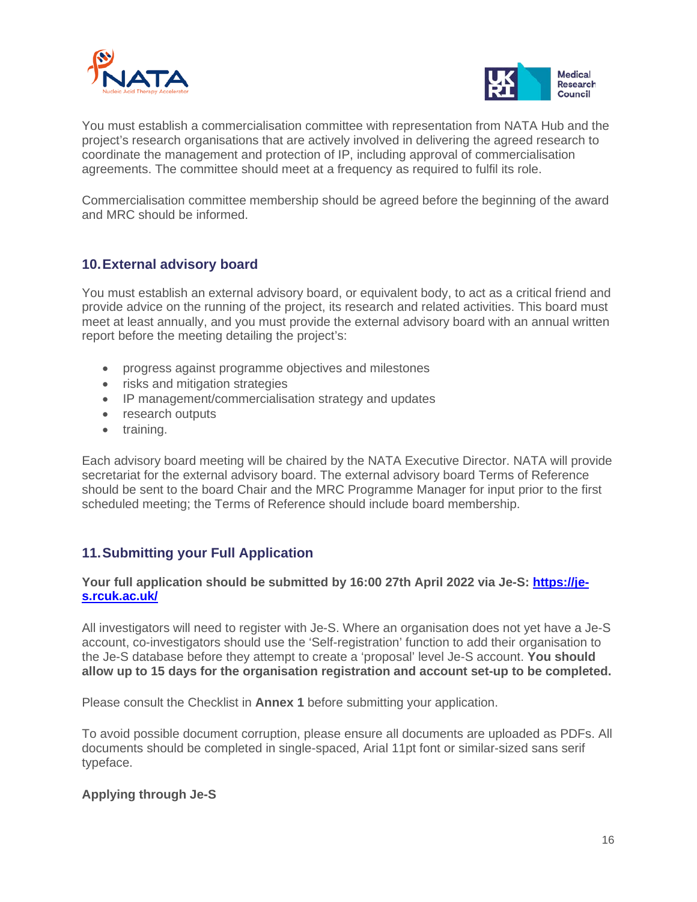You must establish a commercialisation committee with representation from NATA Hub and the project's research organisations that are actively involved in delivering the agreed research to coordinate the management and protection of IP, including approval of commercialisation agreements. The committee should meet at a frequency as required to fulfil its role.

Commercialisation committee membership should be agreed before the beginning of the award and MRC should be informed.

## 10. External advisory board

You must establish an external advisory board, or equivalent body, to act as a critical friend and provide advice on the running of the project, its research and related activities. This board must meet at least annually, and you must provide the external advisory board with an annual written report before the meeting detailing the project's:

- progress against programme objectives and milestones
- risks and mitigation strategies
- IP management/commercialisation strategy and updates
- research outputs
- training.

Each advisory board meeting will be chaired by the NATA Executive Director. NATA will provide secretariat for the external advisory board. The external advisory board Terms of Reference should be sent to the board Chair and the MRC Programme Manager for input prior to the first scheduled meeting; the Terms of Reference should include board membership.

## 11. Submitting your Full Application

**Your full application should be submitted by 16:00 27th April 2022 via Je-S: [https://je-s.rcuk.ac.uk/](https://je-s.rcuk.ac.uk/)**

All investigators will need to register with Je-S. Where an organisation does not yet have a Je-S account, co-investigators should use the 'Self-registration' function to add their organisation to the Je-S database before they attempt to create a 'proposal' level Je-S account. **You should allow up to 15 days for the organisation registration and account set-up to be completed.**

Please consult the Checklist in **Annex 1** before submitting your application.

To avoid possible document corruption, please ensure all documents are uploaded as PDFs. All documents should be completed in single-spaced, Arial 11pt font or similar-sized sans serif typeface.

**Applying through Je-S**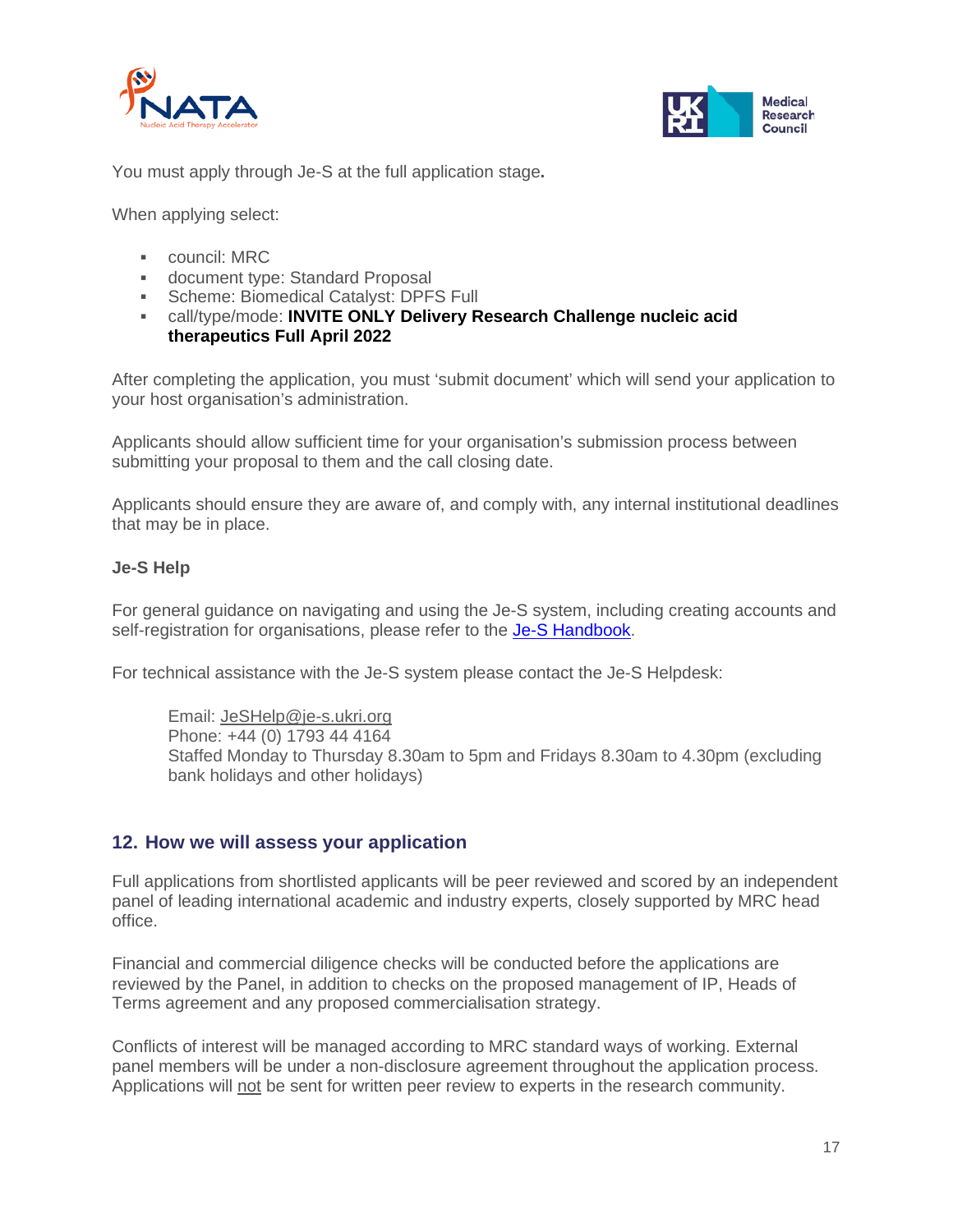You must apply through Je-S at the full application stage**.**

When applying select:

- council: MRC
- document type: Standard Proposal
- Scheme: Biomedical Catalyst: DPFS Full
- call/type/mode: **INVITE ONLY Delivery Research Challenge nucleic acid therapeutics Full April 2022**

After completing the application, you must 'submit document' which will send your application to your host organisation's administration.

Applicants should allow sufficient time for your organisation's submission process between submitting your proposal to them and the call closing date.

Applicants should ensure they are aware of, and comply with, any internal institutional deadlines that may be in place.

**Je-S Help**

For general guidance on navigating and using the Je-S system, including creating accounts and self-registration for organisations, please refer to the Je-S Handbook.

For technical assistance with the Je-S system please contact the Je-S Helpdesk:

> Email: JeSHelp@je-s.ukri.org
> Phone: +44 (0) 1793 44 4164
> Staffed Monday to Thursday 8.30am to 5pm and Fridays 8.30am to 4.30pm (excluding bank holidays and other holidays)

## 12. How we will assess your application

Full applications from shortlisted applicants will be peer reviewed and scored by an independent panel of leading international academic and industry experts, closely supported by MRC head office.

Financial and commercial diligence checks will be conducted before the applications are reviewed by the Panel, in addition to checks on the proposed management of IP, Heads of Terms agreement and any proposed commercialisation strategy.

Conflicts of interest will be managed according to MRC standard ways of working. External panel members will be under a non-disclosure agreement throughout the application process. Applications will not be sent for written peer review to experts in the research community.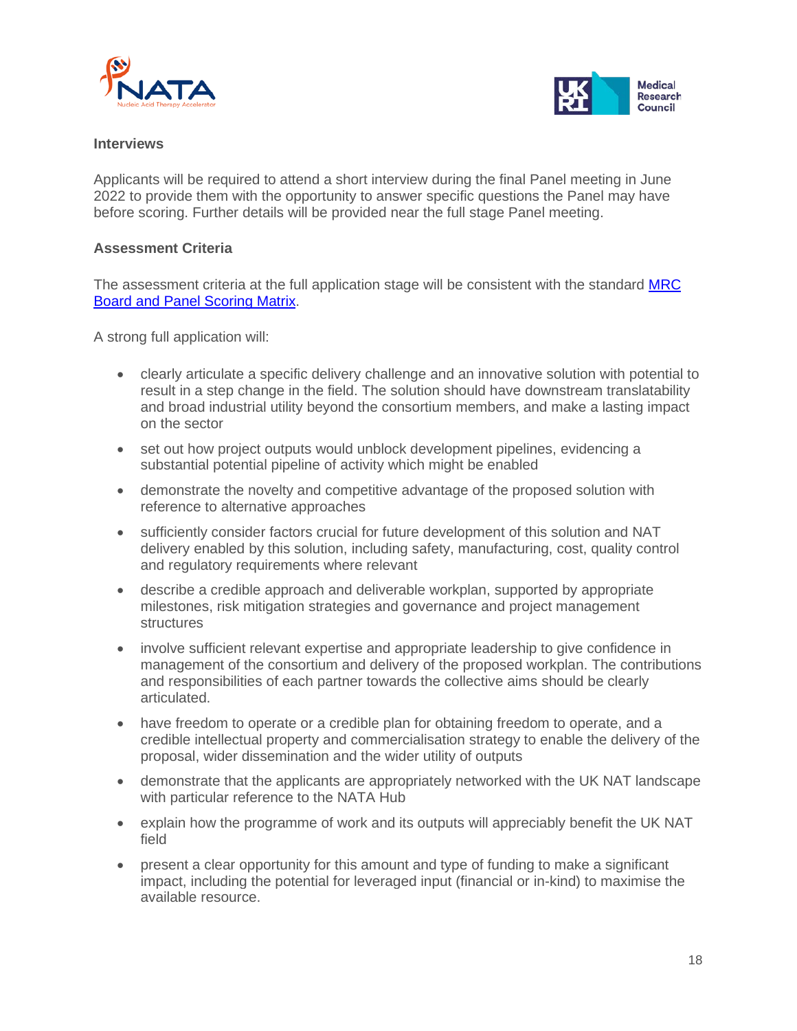### Interviews

Applicants will be required to attend a short interview during the final Panel meeting in June 2022 to provide them with the opportunity to answer specific questions the Panel may have before scoring. Further details will be provided near the full stage Panel meeting.

### Assessment Criteria

The assessment criteria at the full application stage will be consistent with the standard [MRC Board and Panel Scoring Matrix](#).

A strong full application will:

- clearly articulate a specific delivery challenge and an innovative solution with potential to result in a step change in the field. The solution should have downstream translatability and broad industrial utility beyond the consortium members, and make a lasting impact on the sector
- set out how project outputs would unblock development pipelines, evidencing a substantial potential pipeline of activity which might be enabled
- demonstrate the novelty and competitive advantage of the proposed solution with reference to alternative approaches
- sufficiently consider factors crucial for future development of this solution and NAT delivery enabled by this solution, including safety, manufacturing, cost, quality control and regulatory requirements where relevant
- describe a credible approach and deliverable workplan, supported by appropriate milestones, risk mitigation strategies and governance and project management structures
- involve sufficient relevant expertise and appropriate leadership to give confidence in management of the consortium and delivery of the proposed workplan. The contributions and responsibilities of each partner towards the collective aims should be clearly articulated.
- have freedom to operate or a credible plan for obtaining freedom to operate, and a credible intellectual property and commercialisation strategy to enable the delivery of the proposal, wider dissemination and the wider utility of outputs
- demonstrate that the applicants are appropriately networked with the UK NAT landscape with particular reference to the NATA Hub
- explain how the programme of work and its outputs will appreciably benefit the UK NAT field
- present a clear opportunity for this amount and type of funding to make a significant impact, including the potential for leveraged input (financial or in-kind) to maximise the available resource.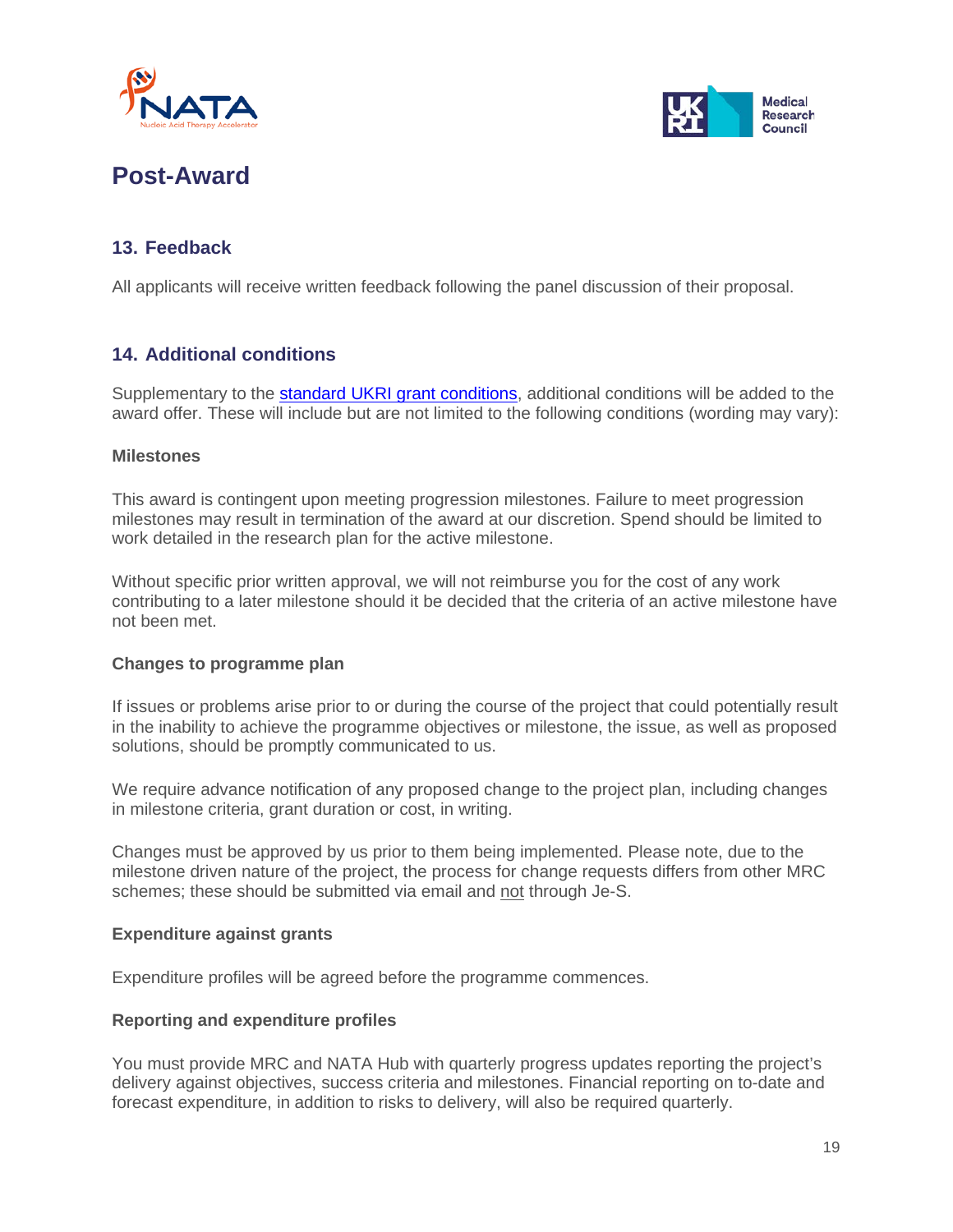# Post-Award

## 13. Feedback

All applicants will receive written feedback following the panel discussion of their proposal.

## 14. Additional conditions

Supplementary to the [standard UKRI grant conditions](), additional conditions will be added to the award offer. These will include but are not limited to the following conditions (wording may vary):

**Milestones**

This award is contingent upon meeting progression milestones. Failure to meet progression milestones may result in termination of the award at our discretion. Spend should be limited to work detailed in the research plan for the active milestone.

Without specific prior written approval, we will not reimburse you for the cost of any work contributing to a later milestone should it be decided that the criteria of an active milestone have not been met.

**Changes to programme plan**

If issues or problems arise prior to or during the course of the project that could potentially result in the inability to achieve the programme objectives or milestone, the issue, as well as proposed solutions, should be promptly communicated to us.

We require advance notification of any proposed change to the project plan, including changes in milestone criteria, grant duration or cost, in writing.

Changes must be approved by us prior to them being implemented. Please note, due to the milestone driven nature of the project, the process for change requests differs from other MRC schemes; these should be submitted via email and not through Je-S.

**Expenditure against grants**

Expenditure profiles will be agreed before the programme commences.

**Reporting and expenditure profiles**

You must provide MRC and NATA Hub with quarterly progress updates reporting the project's delivery against objectives, success criteria and milestones. Financial reporting on to-date and forecast expenditure, in addition to risks to delivery, will also be required quarterly.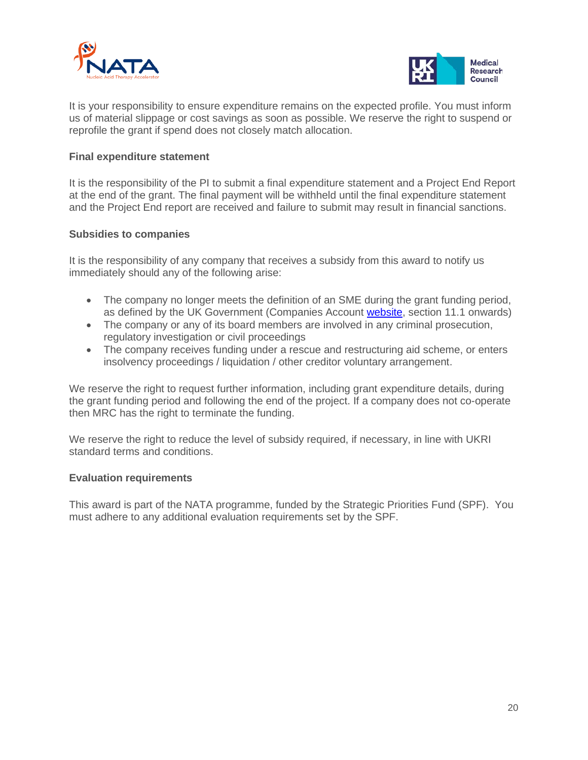It is your responsibility to ensure expenditure remains on the expected profile. You must inform us of material slippage or cost savings as soon as possible. We reserve the right to suspend or reprofile the grant if spend does not closely match allocation.

**Final expenditure statement**

It is the responsibility of the PI to submit a final expenditure statement and a Project End Report at the end of the grant. The final payment will be withheld until the final expenditure statement and the Project End report are received and failure to submit may result in financial sanctions.

**Subsidies to companies**

It is the responsibility of any company that receives a subsidy from this award to notify us immediately should any of the following arise:

- The company no longer meets the definition of an SME during the grant funding period, as defined by the UK Government (Companies Account website, section 11.1 onwards)
- The company or any of its board members are involved in any criminal prosecution, regulatory investigation or civil proceedings
- The company receives funding under a rescue and restructuring aid scheme, or enters insolvency proceedings / liquidation / other creditor voluntary arrangement.

We reserve the right to request further information, including grant expenditure details, during the grant funding period and following the end of the project. If a company does not co-operate then MRC has the right to terminate the funding.

We reserve the right to reduce the level of subsidy required, if necessary, in line with UKRI standard terms and conditions.

**Evaluation requirements**

This award is part of the NATA programme, funded by the Strategic Priorities Fund (SPF). You must adhere to any additional evaluation requirements set by the SPF.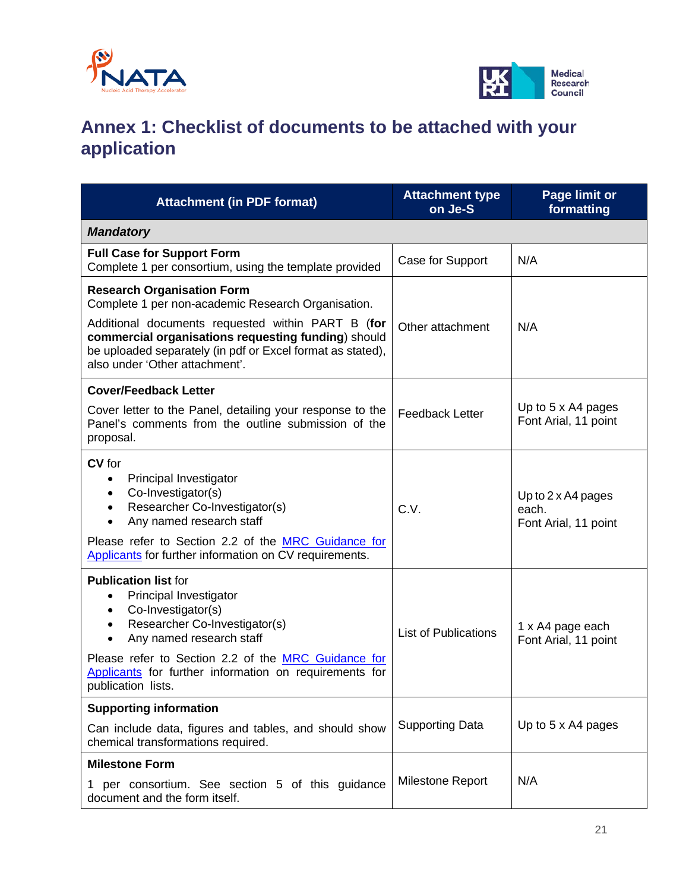# Annex 1: Checklist of documents to be attached with your application

| Attachment (in PDF format) | Attachment type on Je-S | Page limit or formatting |
|---|---|---|
| ***Mandatory*** | | |
| **Full Case for Support Form**<br>Complete 1 per consortium, using the template provided | Case for Support | N/A |
| **Research Organisation Form**<br>Complete 1 per non-academic Research Organisation.<br>Additional documents requested within PART B (**for commercial organisations requesting funding**) should be uploaded separately (in pdf or Excel format as stated), also under 'Other attachment'. | Other attachment | N/A |
| **Cover/Feedback Letter**<br>Cover letter to the Panel, detailing your response to the Panel's comments from the outline submission of the proposal. | Feedback Letter | Up to 5 x A4 pages<br>Font Arial, 11 point |
| **CV** for<br>• Principal Investigator<br>• Co-Investigator(s)<br>• Researcher Co-Investigator(s)<br>• Any named research staff<br>Please refer to Section 2.2 of the [MRC Guidance for Applicants]() for further information on CV requirements. | C.V. | Up to 2 x A4 pages each.<br>Font Arial, 11 point |
| **Publication list** for<br>• Principal Investigator<br>• Co-Investigator(s)<br>• Researcher Co-Investigator(s)<br>• Any named research staff<br>Please refer to Section 2.2 of the [MRC Guidance for Applicants]() for further information on requirements for publication lists. | List of Publications | 1 x A4 page each<br>Font Arial, 11 point |
| **Supporting information**<br>Can include data, figures and tables, and should show chemical transformations required. | Supporting Data | Up to 5 x A4 pages |
| **Milestone Form**<br>1 per consortium. See section 5 of this guidance document and the form itself. | Milestone Report | N/A |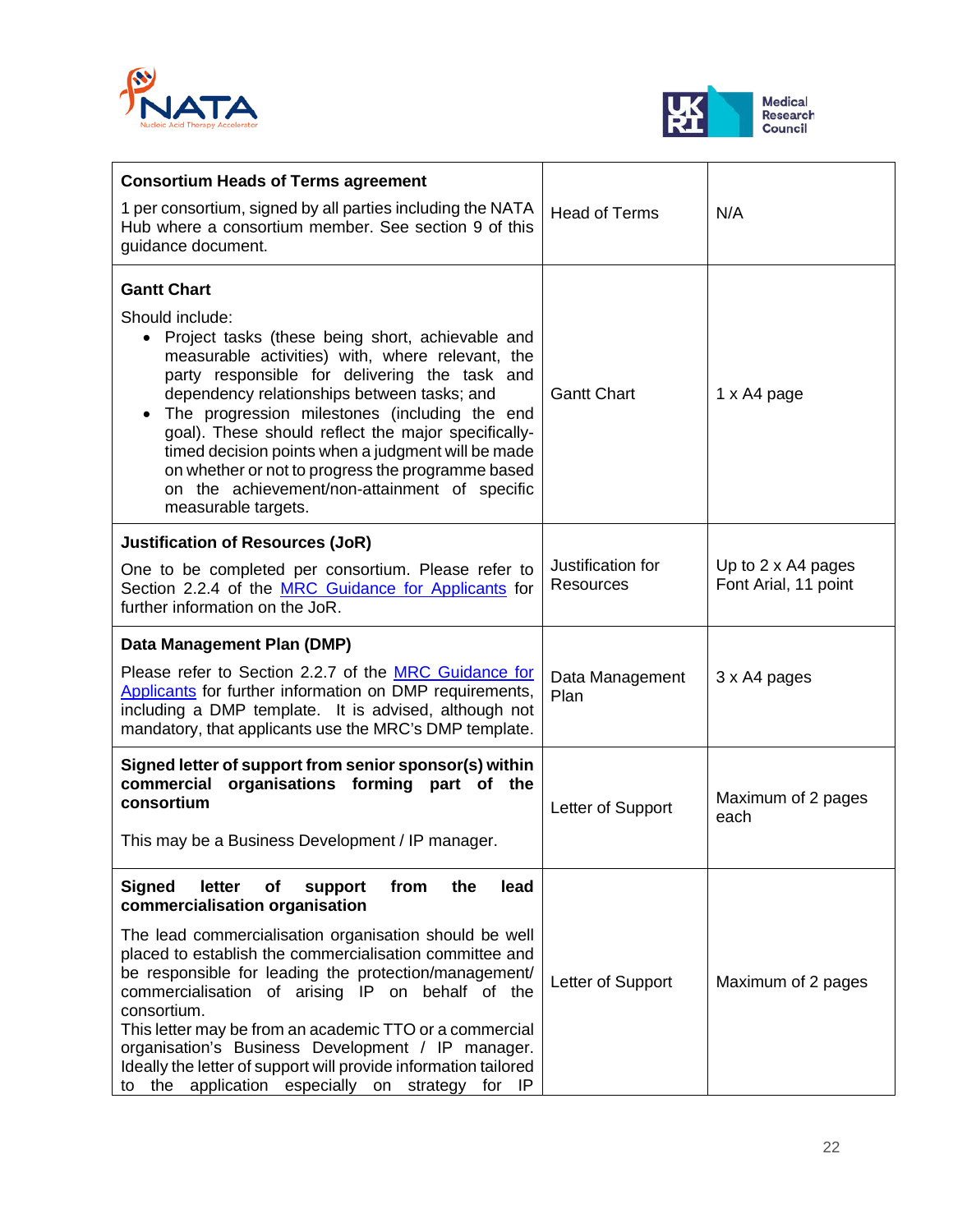| | | |
|---|---|---|
| **Consortium Heads of Terms agreement**<br><br>1 per consortium, signed by all parties including the NATA Hub where a consortium member. See section 9 of this guidance document. | Head of Terms | N/A |
| **Gantt Chart**<br><br>Should include:<br>• Project tasks (these being short, achievable and measurable activities) with, where relevant, the party responsible for delivering the task and dependency relationships between tasks; and<br>• The progression milestones (including the end goal). These should reflect the major specifically-timed decision points when a judgment will be made on whether or not to progress the programme based on the achievement/non-attainment of specific measurable targets. | Gantt Chart | 1 x A4 page |
| **Justification of Resources (JoR)**<br><br>One to be completed per consortium. Please refer to Section 2.2.4 of the [MRC Guidance for Applicants] for further information on the JoR. | Justification for Resources | Up to 2 x A4 pages<br>Font Arial, 11 point |
| **Data Management Plan (DMP)**<br><br>Please refer to Section 2.2.7 of the [MRC Guidance for Applicants] for further information on DMP requirements, including a DMP template. It is advised, although not mandatory, that applicants use the MRC's DMP template. | Data Management Plan | 3 x A4 pages |
| **Signed letter of support from senior sponsor(s) within commercial organisations forming part of the consortium**<br><br>This may be a Business Development / IP manager. | Letter of Support | Maximum of 2 pages each |
| **Signed letter of support from the lead commercialisation organisation**<br><br>The lead commercialisation organisation should be well placed to establish the commercialisation committee and be responsible for leading the protection/management/ commercialisation of arising IP on behalf of the consortium.<br>This letter may be from an academic TTO or a commercial organisation's Business Development / IP manager. Ideally the letter of support will provide information tailored to the application especially on strategy for IP | Letter of Support | Maximum of 2 pages |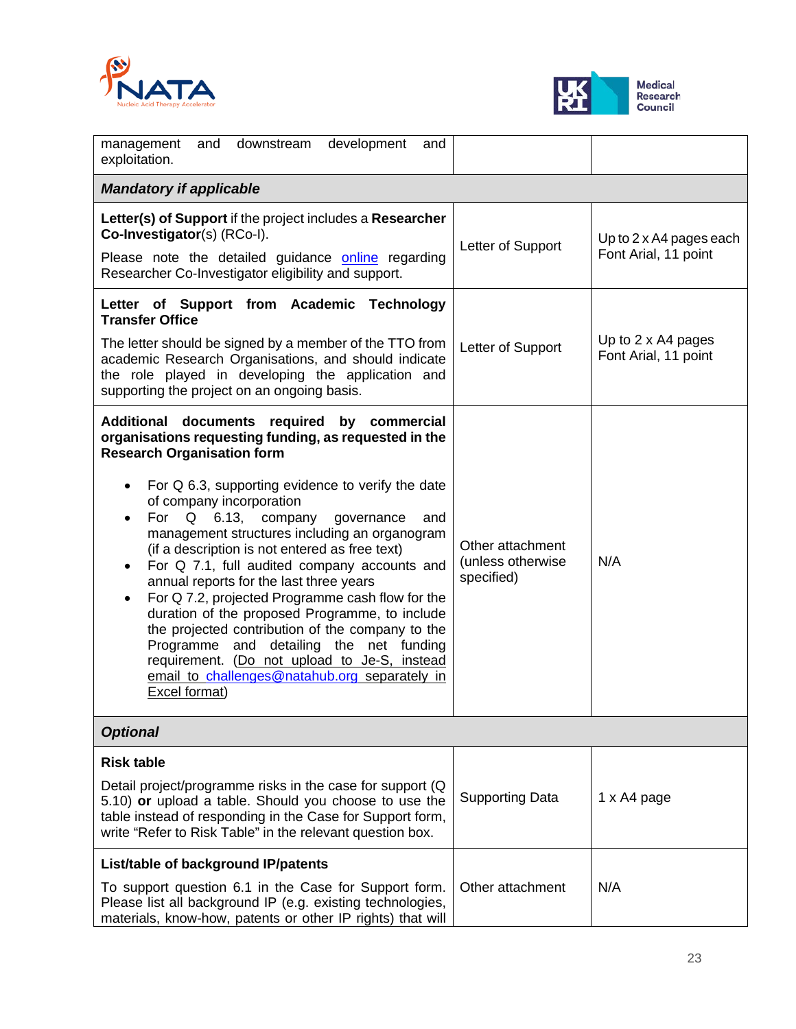| | | |
|---|---|---|
| management and downstream development and exploitation. | | |
| ***Mandatory if applicable*** | | |
| **Letter(s) of Support** if the project includes a **Researcher Co-Investigator**(s) (RCo-I).<br><br>Please note the detailed guidance online regarding Researcher Co-Investigator eligibility and support. | Letter of Support | Up to 2 x A4 pages each<br>Font Arial, 11 point |
| **Letter of Support from Academic Technology Transfer Office**<br><br>The letter should be signed by a member of the TTO from academic Research Organisations, and should indicate the role played in developing the application and supporting the project on an ongoing basis. | Letter of Support | Up to 2 x A4 pages<br>Font Arial, 11 point |
| **Additional documents required by commercial organisations requesting funding, as requested in the Research Organisation form**<br><br>• For Q 6.3, supporting evidence to verify the date of company incorporation<br>• For Q 6.13, company governance and management structures including an organogram (if a description is not entered as free text)<br>• For Q 7.1, full audited company accounts and annual reports for the last three years<br>• For Q 7.2, projected Programme cash flow for the duration of the proposed Programme, to include the projected contribution of the company to the Programme and detailing the net funding requirement. (Do not upload to Je-S, instead email to challenges@natahub.org separately in Excel format) | Other attachment (unless otherwise specified) | N/A |
| ***Optional*** | | |
| **Risk table**<br><br>Detail project/programme risks in the case for support (Q 5.10) **or** upload a table. Should you choose to use the table instead of responding in the Case for Support form, write "Refer to Risk Table" in the relevant question box. | Supporting Data | 1 x A4 page |
| **List/table of background IP/patents**<br><br>To support question 6.1 in the Case for Support form. Please list all background IP (e.g. existing technologies, materials, know-how, patents or other IP rights) that will | Other attachment | N/A |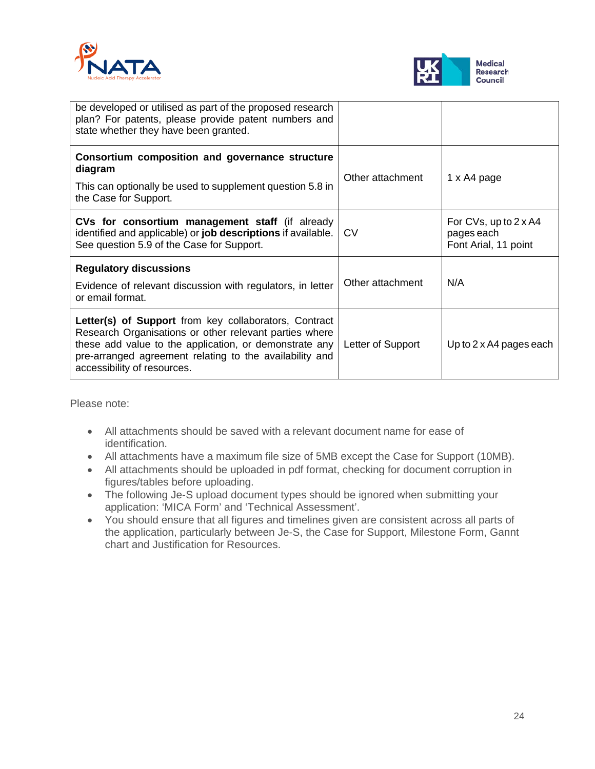| | | |
|---|---|---|
| be developed or utilised as part of the proposed research plan? For patents, please provide patent numbers and state whether they have been granted. | | |
| **Consortium composition and governance structure diagram**<br><br>This can optionally be used to supplement question 5.8 in the Case for Support. | Other attachment | 1 x A4 page |
| **CVs for consortium management staff** (if already identified and applicable) or **job descriptions** if available. See question 5.9 of the Case for Support. | CV | For CVs, up to 2 x A4 pages each<br>Font Arial, 11 point |
| **Regulatory discussions**<br><br>Evidence of relevant discussion with regulators, in letter or email format. | Other attachment | N/A |
| **Letter(s) of Support** from key collaborators, Contract Research Organisations or other relevant parties where these add value to the application, or demonstrate any pre-arranged agreement relating to the availability and accessibility of resources. | Letter of Support | Up to 2 x A4 pages each |

Please note:

- All attachments should be saved with a relevant document name for ease of identification.
- All attachments have a maximum file size of 5MB except the Case for Support (10MB).
- All attachments should be uploaded in pdf format, checking for document corruption in figures/tables before uploading.
- The following Je-S upload document types should be ignored when submitting your application: 'MICA Form' and 'Technical Assessment'.
- You should ensure that all figures and timelines given are consistent across all parts of the application, particularly between Je-S, the Case for Support, Milestone Form, Gannt chart and Justification for Resources.